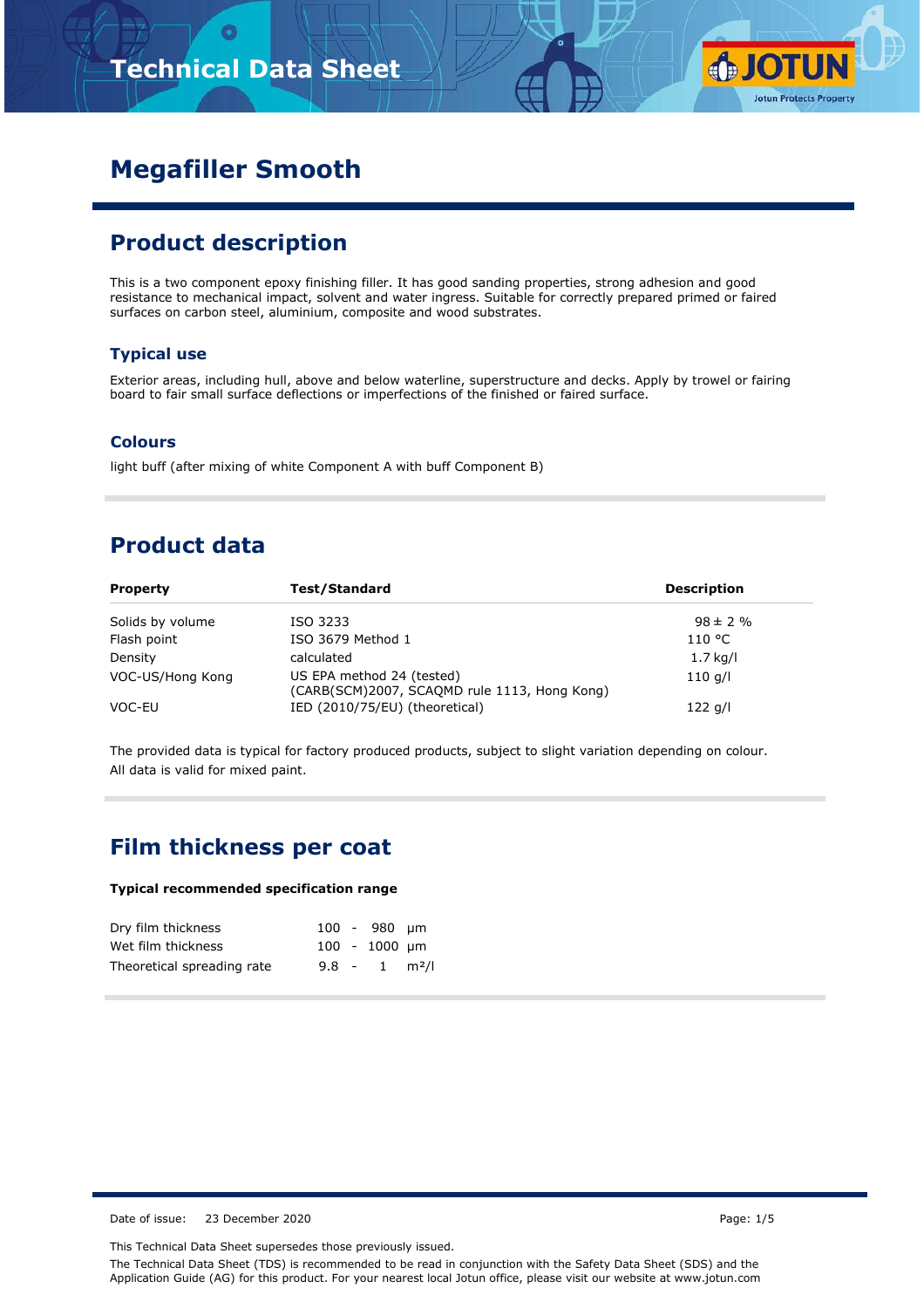# Technical Data Sheet

# Megafiller Smooth

## Product description

This is a two component epoxy finishing filler. It has good sanding properties, strong adhesion and good resistance to mechanical impact, solvent and water ingress. Suitable for correctly prepared primed or faired surfaces on carbon steel, aluminium, composite and wood substrates.

### Typical use

Exterior areas, including hull, above and below waterline, superstructure and decks. Apply by trowel or fairing board to fair small surface deflections or imperfections of the finished or faired surface.

### Colours

light buff (after mixing of white Component A with buff Component B)

## Product data

| Property | Test/Standard | Description |
|---|---|---|
| Solids by volume | ISO 3233 | 98 ± 2 % |
| Flash point | ISO 3679 Method 1 | 110 °C |
| Density | calculated | 1.7 kg/l |
| VOC-US/Hong Kong | US EPA method 24 (tested) (CARB(SCM)2007, SCAQMD rule 1113, Hong Kong) | 110 g/l |
| VOC-EU | IED (2010/75/EU) (theoretical) | 122 g/l |

The provided data is typical for factory produced products, subject to slight variation depending on colour.
All data is valid for mixed paint.

## Film thickness per coat

**Typical recommended specification range**

| | | | | |
|---|---|---|---|---|
| Dry film thickness | 100 | - | 980 | μm |
| Wet film thickness | 100 | - | 1000 | μm |
| Theoretical spreading rate | 9.8 | - | 1 | m²/l |

Date of issue: 23 December 2020

This Technical Data Sheet supersedes those previously issued.

The Technical Data Sheet (TDS) is recommended to be read in conjunction with the Safety Data Sheet (SDS) and the Application Guide (AG) for this product. For your nearest local Jotun office, please visit our website at www.jotun.com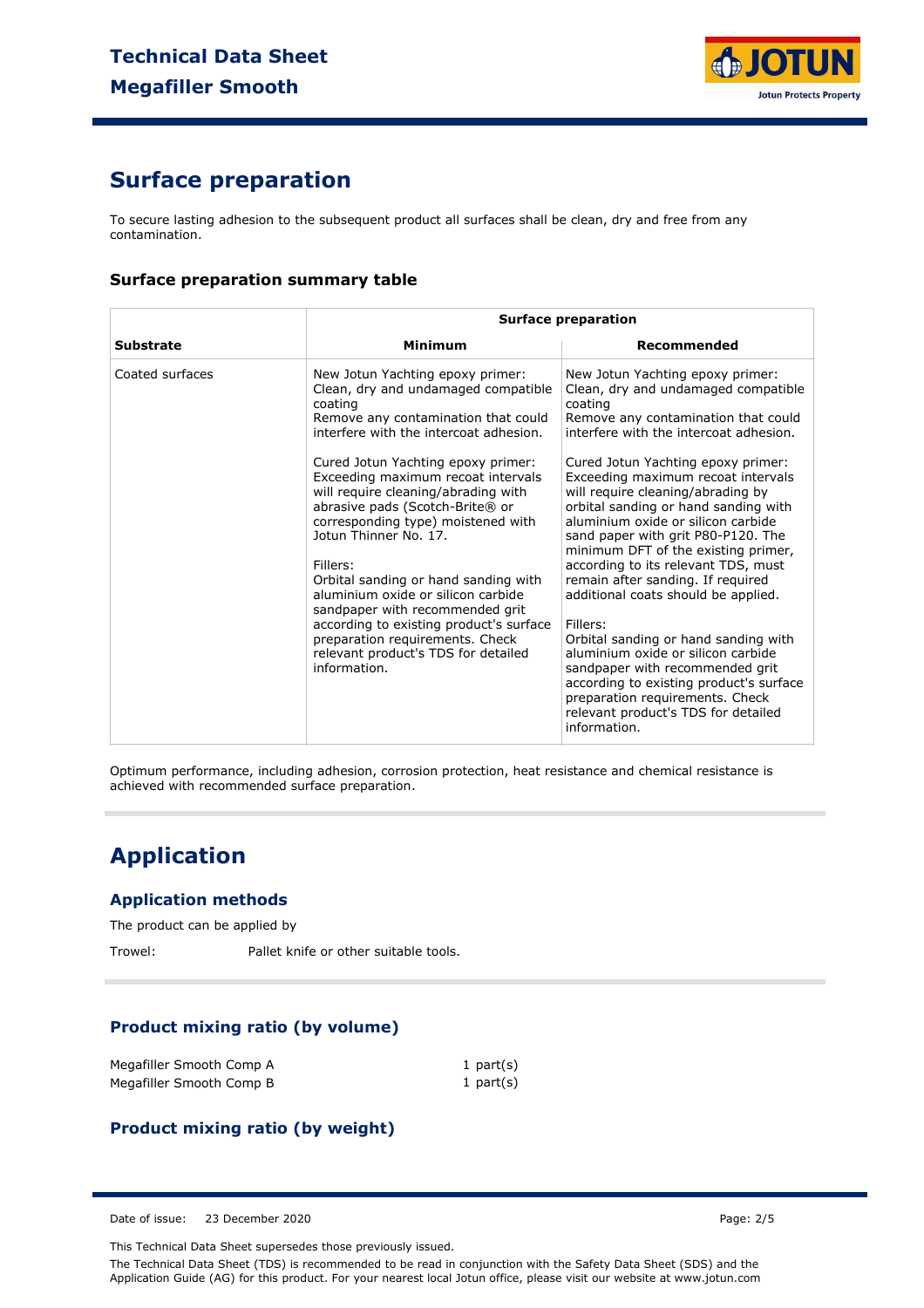## Surface preparation

To secure lasting adhesion to the subsequent product all surfaces shall be clean, dry and free from any contamination.

### Surface preparation summary table

| | Surface preparation | |
|---|---|---|
| **Substrate** | **Minimum** | **Recommended** |
| Coated surfaces | New Jotun Yachting epoxy primer: Clean, dry and undamaged compatible coating Remove any contamination that could interfere with the intercoat adhesion.<br><br>Cured Jotun Yachting epoxy primer: Exceeding maximum recoat intervals will require cleaning/abrading with abrasive pads (Scotch-Brite® or corresponding type) moistened with Jotun Thinner No. 17.<br><br>Fillers: Orbital sanding or hand sanding with aluminium oxide or silicon carbide sandpaper with recommended grit according to existing product's surface preparation requirements. Check relevant product's TDS for detailed information. | New Jotun Yachting epoxy primer: Clean, dry and undamaged compatible coating Remove any contamination that could interfere with the intercoat adhesion.<br><br>Cured Jotun Yachting epoxy primer: Exceeding maximum recoat intervals will require cleaning/abrading by orbital sanding or hand sanding with aluminium oxide or silicon carbide sand paper with grit P80-P120. The minimum DFT of the existing primer, according to its relevant TDS, must remain after sanding. If required additional coats should be applied.<br><br>Fillers: Orbital sanding or hand sanding with aluminium oxide or silicon carbide sandpaper with recommended grit according to existing product's surface preparation requirements. Check relevant product's TDS for detailed information. |

Optimum performance, including adhesion, corrosion protection, heat resistance and chemical resistance is achieved with recommended surface preparation.

## Application

### Application methods

The product can be applied by

Trowel: Pallet knife or other suitable tools.

### Product mixing ratio (by volume)

| | |
|---|---|
| Megafiller Smooth Comp A | 1 part(s) |
| Megafiller Smooth Comp B | 1 part(s) |

### Product mixing ratio (by weight)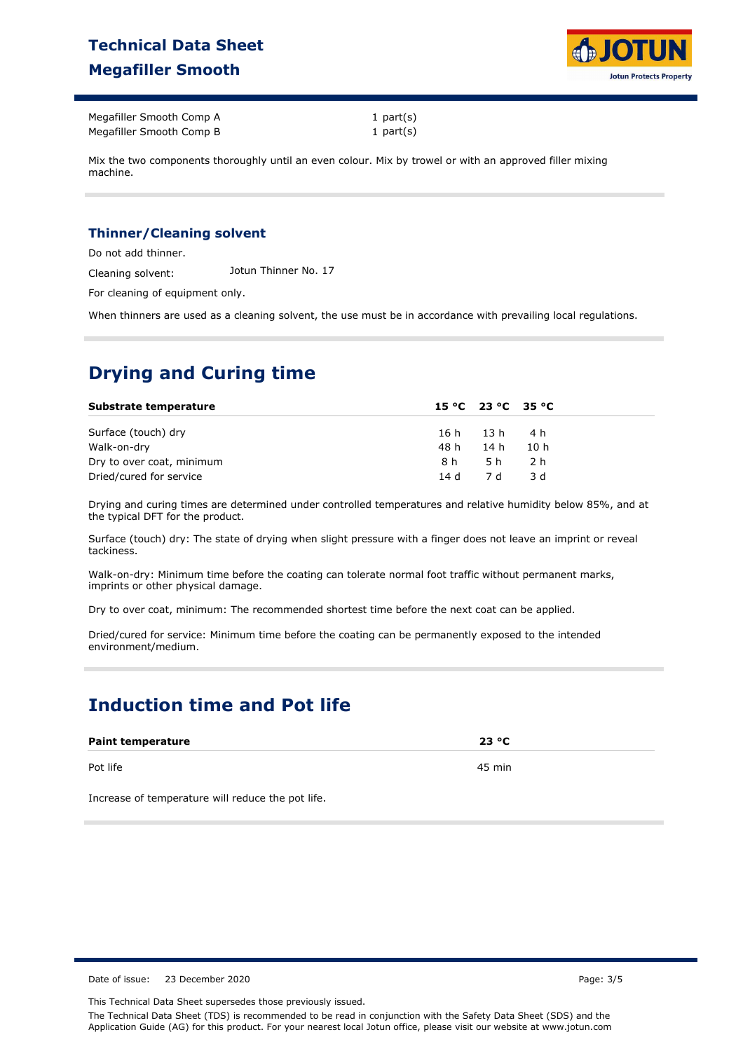| | |
|---|---|
| Megafiller Smooth Comp A | 1 part(s) |
| Megafiller Smooth Comp B | 1 part(s) |

Mix the two components thoroughly until an even colour. Mix by trowel or with an approved filler mixing machine.

### Thinner/Cleaning solvent

Do not add thinner.

Cleaning solvent: Jotun Thinner No. 17

For cleaning of equipment only.

When thinners are used as a cleaning solvent, the use must be in accordance with prevailing local regulations.

## Drying and Curing time

| Substrate temperature | 15 °C | 23 °C | 35 °C |
|---|---|---|---|
| Surface (touch) dry | 16 h | 13 h | 4 h |
| Walk-on-dry | 48 h | 14 h | 10 h |
| Dry to over coat, minimum | 8 h | 5 h | 2 h |
| Dried/cured for service | 14 d | 7 d | 3 d |

Drying and curing times are determined under controlled temperatures and relative humidity below 85%, and at the typical DFT for the product.

Surface (touch) dry: The state of drying when slight pressure with a finger does not leave an imprint or reveal tackiness.

Walk-on-dry: Minimum time before the coating can tolerate normal foot traffic without permanent marks, imprints or other physical damage.

Dry to over coat, minimum: The recommended shortest time before the next coat can be applied.

Dried/cured for service: Minimum time before the coating can be permanently exposed to the intended environment/medium.

## Induction time and Pot life

| Paint temperature | 23 °C |
|---|---|
| Pot life | 45 min |

Increase of temperature will reduce the pot life.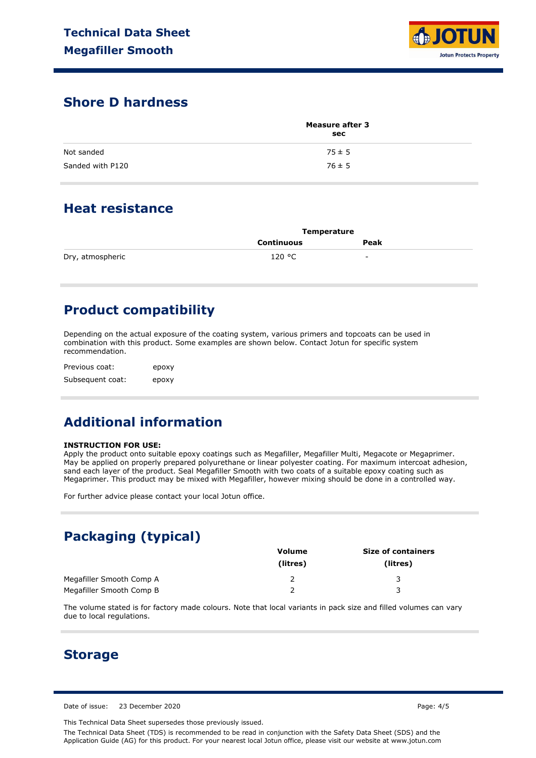## Shore D hardness

| | Measure after 3 sec |
|---|---|
| Not sanded | 75 ± 5 |
| Sanded with P120 | 76 ± 5 |

## Heat resistance

| | Temperature | |
|---|---|---|
| | Continuous | Peak |
| Dry, atmospheric | 120 °C | - |

## Product compatibility

Depending on the actual exposure of the coating system, various primers and topcoats can be used in combination with this product. Some examples are shown below. Contact Jotun for specific system recommendation.

Previous coat: epoxy

Subsequent coat: epoxy

## Additional information

**INSTRUCTION FOR USE:**
Apply the product onto suitable epoxy coatings such as Megafiller, Megafiller Multi, Megacote or Megaprimer. May be applied on properly prepared polyurethane or linear polyester coating. For maximum intercoat adhesion, sand each layer of the product. Seal Megafiller Smooth with two coats of a suitable epoxy coating such as Megaprimer. This product may be mixed with Megafiller, however mixing should be done in a controlled way.

For further advice please contact your local Jotun office.

## Packaging (typical)

| | Volume (litres) | Size of containers (litres) |
|---|---|---|
| Megafiller Smooth Comp A | 2 | 3 |
| Megafiller Smooth Comp B | 2 | 3 |

The volume stated is for factory made colours. Note that local variants in pack size and filled volumes can vary due to local regulations.

## Storage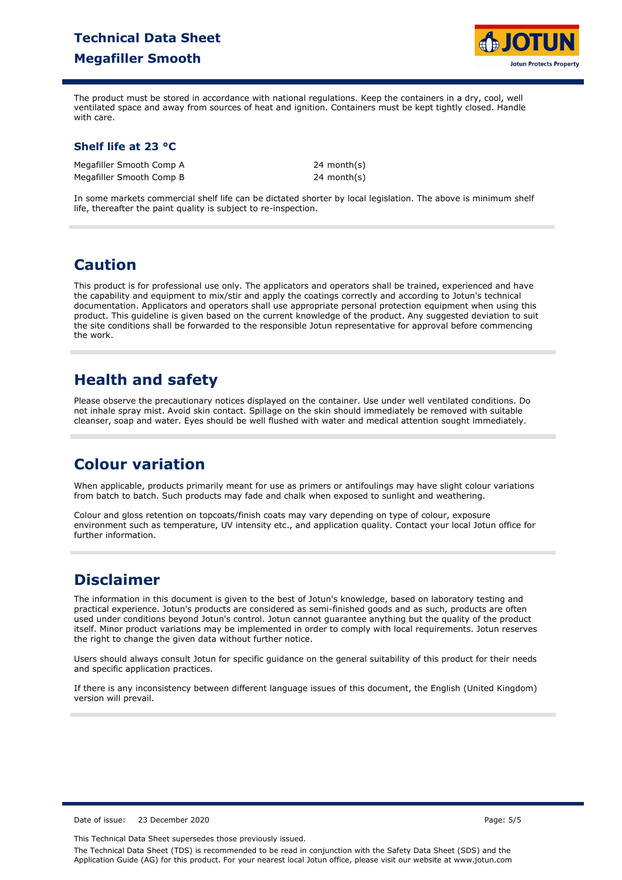The product must be stored in accordance with national regulations. Keep the containers in a dry, cool, well ventilated space and away from sources of heat and ignition. Containers must be kept tightly closed. Handle with care.

### Shelf life at 23 °C

| | |
|---|---|
| Megafiller Smooth Comp A | 24 month(s) |
| Megafiller Smooth Comp B | 24 month(s) |

In some markets commercial shelf life can be dictated shorter by local legislation. The above is minimum shelf life, thereafter the paint quality is subject to re-inspection.

## Caution

This product is for professional use only. The applicators and operators shall be trained, experienced and have the capability and equipment to mix/stir and apply the coatings correctly and according to Jotun's technical documentation. Applicators and operators shall use appropriate personal protection equipment when using this product. This guideline is given based on the current knowledge of the product. Any suggested deviation to suit the site conditions shall be forwarded to the responsible Jotun representative for approval before commencing the work.

## Health and safety

Please observe the precautionary notices displayed on the container. Use under well ventilated conditions. Do not inhale spray mist. Avoid skin contact. Spillage on the skin should immediately be removed with suitable cleanser, soap and water. Eyes should be well flushed with water and medical attention sought immediately.

## Colour variation

When applicable, products primarily meant for use as primers or antifoulings may have slight colour variations from batch to batch. Such products may fade and chalk when exposed to sunlight and weathering.

Colour and gloss retention on topcoats/finish coats may vary depending on type of colour, exposure environment such as temperature, UV intensity etc., and application quality. Contact your local Jotun office for further information.

## Disclaimer

The information in this document is given to the best of Jotun's knowledge, based on laboratory testing and practical experience. Jotun's products are considered as semi-finished goods and as such, products are often used under conditions beyond Jotun's control. Jotun cannot guarantee anything but the quality of the product itself. Minor product variations may be implemented in order to comply with local requirements. Jotun reserves the right to change the given data without further notice.

Users should always consult Jotun for specific guidance on the general suitability of this product for their needs and specific application practices.

If there is any inconsistency between different language issues of this document, the English (United Kingdom) version will prevail.